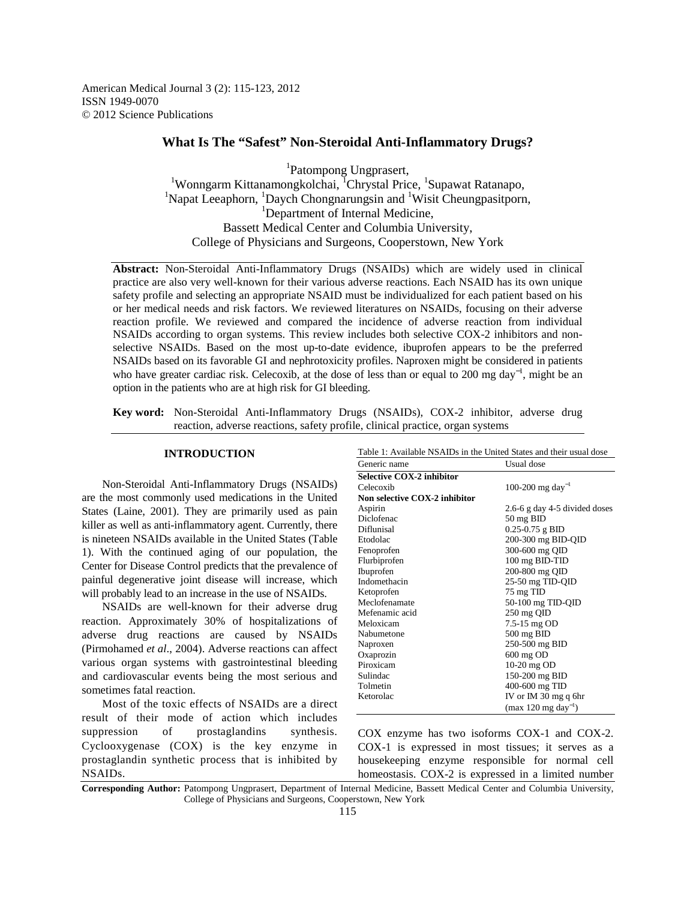American Medical Journal 3 (2): 115-123, 2012
ISSN 1949-0070
© 2012 Science Publications

# What Is The "Safest" Non-Steroidal Anti-Inflammatory Drugs?

[1]Patompong Ungprasert,
[1]Wonngarm Kittanamongkolchai, [1]Chrystal Price, [1]Supawat Ratanapo,
[1]Napat Leeaphorn, [1]Daych Chongnarungsin and [1]Wisit Cheungpasitporn,
[1]Department of Internal Medicine,
Bassett Medical Center and Columbia University,
College of Physicians and Surgeons, Cooperstown, New York

**Abstract:** Non-Steroidal Anti-Inflammatory Drugs (NSAIDs) which are widely used in clinical practice are also very well-known for their various adverse reactions. Each NSAID has its own unique safety profile and selecting an appropriate NSAID must be individualized for each patient based on his or her medical needs and risk factors. We reviewed literatures on NSAIDs, focusing on their adverse reaction profile. We reviewed and compared the incidence of adverse reaction from individual NSAIDs according to organ systems. This review includes both selective COX-2 inhibitors and non-selective NSAIDs. Based on the most up-to-date evidence, ibuprofen appears to be the preferred NSAIDs based on its favorable GI and nephrotoxicity profiles. Naproxen might be considered in patients who have greater cardiac risk. Celecoxib, at the dose of less than or equal to 200 mg day$^{-1}$, might be an option in the patients who are at high risk for GI bleeding.

**Key word:** Non-Steroidal Anti-Inflammatory Drugs (NSAIDs), COX-2 inhibitor, adverse drug reaction, adverse reactions, safety profile, clinical practice, organ systems

## INTRODUCTION

Non-Steroidal Anti-Inflammatory Drugs (NSAIDs) are the most commonly used medications in the United States (Laine, 2001). They are primarily used as pain killer as well as anti-inflammatory agent. Currently, there is nineteen NSAIDs available in the United States (Table 1). With the continued aging of our population, the Center for Disease Control predicts that the prevalence of painful degenerative joint disease will increase, which will probably lead to an increase in the use of NSAIDs.

NSAIDs are well-known for their adverse drug reaction. Approximately 30% of hospitalizations of adverse drug reactions are caused by NSAIDs (Pirmohamed *et al*., 2004). Adverse reactions can affect various organ systems with gastrointestinal bleeding and cardiovascular events being the most serious and sometimes fatal reaction.

Most of the toxic effects of NSAIDs are a direct result of their mode of action which includes suppression of prostaglandins synthesis. Cyclooxygenase (COX) is the key enzyme in prostaglandin synthetic process that is inhibited by NSAIDs.

Table 1: Available NSAIDs in the United States and their usual dose

| Generic name | Usual dose |
|---|---|
| **Selective COX-2 inhibitor** | |
| Celecoxib | 100-200 mg day$^{-1}$ |
| **Non selective COX-2 inhibitor** | |
| Aspirin | 2.6-6 g day 4-5 divided doses |
| Diclofenac | 50 mg BID |
| Diflunisal | 0.25-0.75 g BID |
| Etodolac | 200-300 mg BID-QID |
| Fenoprofen | 300-600 mg QID |
| Flurbiprofen | 100 mg BID-TID |
| Ibuprofen | 200-800 mg QID |
| Indomethacin | 25-50 mg TID-QID |
| Ketoprofen | 75 mg TID |
| Meclofenamate | 50-100 mg TID-QID |
| Mefenamic acid | 250 mg QID |
| Meloxicam | 7.5-15 mg OD |
| Nabumetone | 500 mg BID |
| Naproxen | 250-500 mg BID |
| Oxaprozin | 600 mg OD |
| Piroxicam | 10-20 mg OD |
| Sulindac | 150-200 mg BID |
| Tolmetin | 400-600 mg TID |
| Ketorolac | IV or IM 30 mg q 6hr (max 120 mg day$^{-1}$) |

COX enzyme has two isoforms COX-1 and COX-2. COX-1 is expressed in most tissues; it serves as a housekeeping enzyme responsible for normal cell homeostasis. COX-2 is expressed in a limited number

**Corresponding Author:** Patompong Ungprasert, Department of Internal Medicine, Bassett Medical Center and Columbia University, College of Physicians and Surgeons, Cooperstown, New York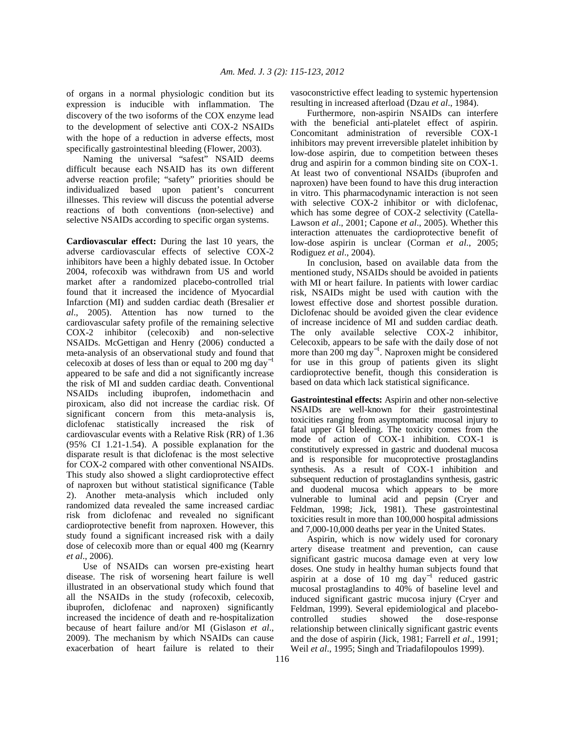of organs in a normal physiologic condition but its expression is inducible with inflammation. The discovery of the two isoforms of the COX enzyme lead to the development of selective anti COX-2 NSAIDs with the hope of a reduction in adverse effects, most specifically gastrointestinal bleeding (Flower, 2003).

Naming the universal "safest" NSAID deems difficult because each NSAID has its own different adverse reaction profile; "safety" priorities should be individualized based upon patient's concurrent illnesses. This review will discuss the potential adverse reactions of both conventions (non-selective) and selective NSAIDs according to specific organ systems.

**Cardiovascular effect:** During the last 10 years, the adverse cardiovascular effects of selective COX-2 inhibitors have been a highly debated issue. In October 2004, rofecoxib was withdrawn from US and world market after a randomized placebo-controlled trial found that it increased the incidence of Myocardial Infarction (MI) and sudden cardiac death (Bresalier *et al*., 2005). Attention has now turned to the cardiovascular safety profile of the remaining selective COX-2 inhibitor (celecoxib) and non-selective NSAIDs. McGettigan and Henry (2006) conducted a meta-analysis of an observational study and found that celecoxib at doses of less than or equal to 200 mg $day^{-1}$ appeared to be safe and did a not significantly increase the risk of MI and sudden cardiac death. Conventional NSAIDs including ibuprofen, indomethacin and piroxicam, also did not increase the cardiac risk. Of significant concern from this meta-analysis is, diclofenac statistically increased the risk of cardiovascular events with a Relative Risk (RR) of 1.36 (95% CI 1.21-1.54). A possible explanation for the disparate result is that diclofenac is the most selective for COX-2 compared with other conventional NSAIDs. This study also showed a slight cardioprotective effect of naproxen but without statistical significance (Table 2). Another meta-analysis which included only randomized data revealed the same increased cardiac risk from diclofenac and revealed no significant cardioprotective benefit from naproxen. However, this study found a significant increased risk with a daily dose of celecoxib more than or equal 400 mg (Kearnry *et al*., 2006).

Use of NSAIDs can worsen pre-existing heart disease. The risk of worsening heart failure is well illustrated in an observational study which found that all the NSAIDs in the study (rofecoxib, celecoxib, ibuprofen, diclofenac and naproxen) significantly increased the incidence of death and re-hospitalization because of heart failure and/or MI (Gislason *et al*., 2009). The mechanism by which NSAIDs can cause exacerbation of heart failure is related to their vasoconstrictive effect leading to systemic hypertension resulting in increased afterload (Dzau *et al*., 1984).

Furthermore, non-aspirin NSAIDs can interfere with the beneficial anti-platelet effect of aspirin. Concomitant administration of reversible COX-1 inhibitors may prevent irreversible platelet inhibition by low-dose aspirin, due to competition between theses drug and aspirin for a common binding site on COX-1. At least two of conventional NSAIDs (ibuprofen and naproxen) have been found to have this drug interaction in vitro. This pharmacodynamic interaction is not seen with selective COX-2 inhibitor or with diclofenac, which has some degree of COX-2 selectivity (Catella-Lawson *et al*., 2001; Capone *et al*., 2005). Whether this interaction attenuates the cardioprotective benefit of low-dose aspirin is unclear (Corman *et al*., 2005; Rodiguez *et al*., 2004).

In conclusion, based on available data from the mentioned study, NSAIDs should be avoided in patients with MI or heart failure. In patients with lower cardiac risk, NSAIDs might be used with caution with the lowest effective dose and shortest possible duration. Diclofenac should be avoided given the clear evidence of increase incidence of MI and sudden cardiac death. The only available selective COX-2 inhibitor, Celecoxib, appears to be safe with the daily dose of not more than 200 mg $day^{-1}$. Naproxen might be considered for use in this group of patients given its slight cardioprotective benefit, though this consideration is based on data which lack statistical significance.

**Gastrointestinal effects:** Aspirin and other non-selective NSAIDs are well-known for their gastrointestinal toxicities ranging from asymptomatic mucosal injury to fatal upper GI bleeding. The toxicity comes from the mode of action of COX-1 inhibition. COX-1 is constitutively expressed in gastric and duodenal mucosa and is responsible for mucoprotective prostaglandins synthesis. As a result of COX-1 inhibition and subsequent reduction of prostaglandins synthesis, gastric and duodenal mucosa which appears to be more vulnerable to luminal acid and pepsin (Cryer and Feldman, 1998; Jick, 1981). These gastrointestinal toxicities result in more than 100,000 hospital admissions and 7,000-10,000 deaths per year in the United States.

Aspirin, which is now widely used for coronary artery disease treatment and prevention, can cause significant gastric mucosa damage even at very low doses. One study in healthy human subjects found that aspirin at a dose of 10 mg $day^{-1}$ reduced gastric mucosal prostaglandins to 40% of baseline level and induced significant gastric mucosa injury (Cryer and Feldman, 1999). Several epidemiological and placebo-controlled studies showed the dose-response relationship between clinically significant gastric events and the dose of aspirin (Jick, 1981; Farrell *et al*., 1991; Weil *et al*., 1995; Singh and Triadafilopoulos 1999).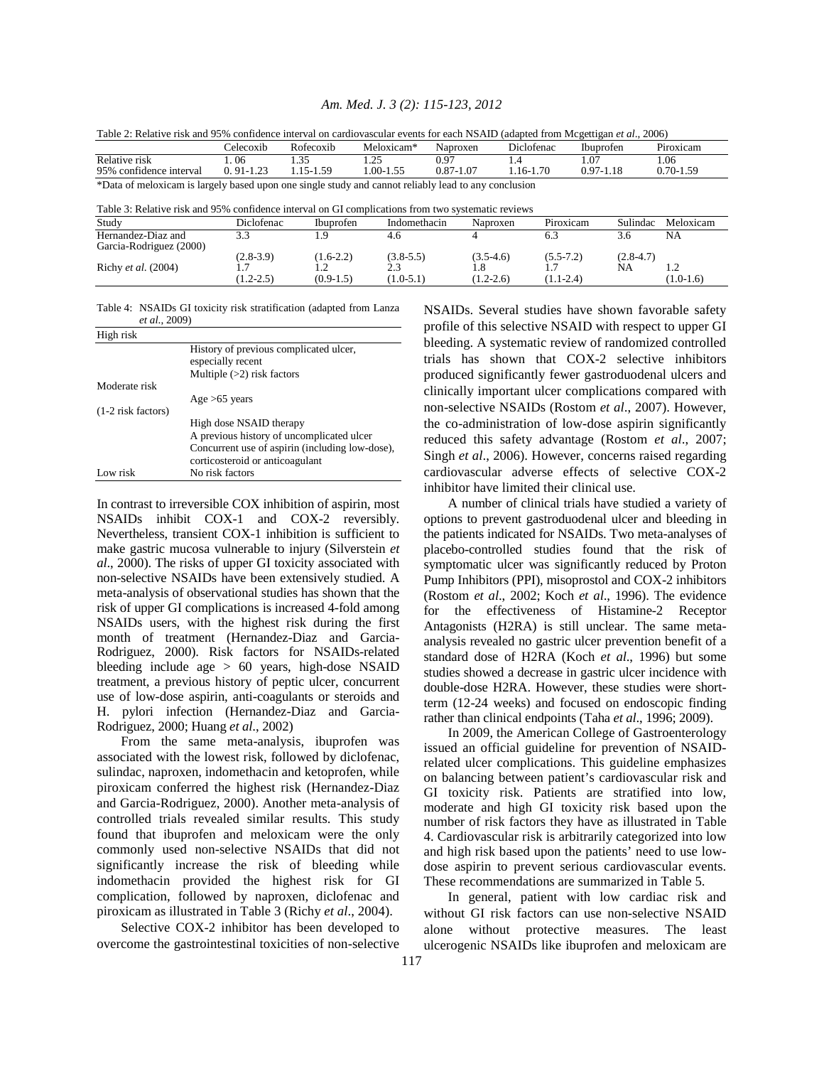Table 2: Relative risk and 95% confidence interval on cardiovascular events for each NSAID (adapted from Mcgettigan *et al*., 2006)

| | Celecoxib | Rofecoxib | Meloxicam* | Naproxen | Diclofenac | Ibuprofen | Piroxicam |
|---|---|---|---|---|---|---|---|
| Relative risk | 1. 06 | 1.35 | 1.25 | 0.97 | 1.4 | 1.07 | 1.06 |
| 95% confidence interval | 0. 91-1.23 | 1.15-1.59 | 1.00-1.55 | 0.87-1.07 | 1.16-1.70 | 0.97-1.18 | 0.70-1.59 |

*Data of meloxicam is largely based upon one single study and cannot reliably lead to any conclusion

Table 3: Relative risk and 95% confidence interval on GI complications from two systematic reviews

| Study | Diclofenac | Ibuprofen | Indomethacin | Naproxen | Piroxicam | Sulindac | Meloxicam |
|---|---|---|---|---|---|---|---|
| Hernandez-Diaz and Garcia-Rodriguez (2000) | 3.3 | 1.9 | 4.6 | 4 | 6.3 | 3.6 | NA |
| | (2.8-3.9) | (1.6-2.2) | (3.8-5.5) | (3.5-4.6) | (5.5-7.2) | (2.8-4.7) | |
| Richy *et al.* (2004) | 1.7 | 1.2 | 2.3 | 1.8 | 1.7 | NA | 1.2 |
| | (1.2-2.5) | (0.9-1.5) | (1.0-5.1) | (1.2-2.6) | (1.1-2.4) | | (1.0-1.6) |

Table 4: NSAIDs GI toxicity risk stratification (adapted from Lanza *et al*., 2009)

| | |
|---|---|
| High risk | |
| | History of previous complicated ulcer, especially recent |
| | Multiple (>2) risk factors |
| Moderate risk | |
| | Age >65 years |
| (1-2 risk factors) | |
| | High dose NSAID therapy |
| | A previous history of uncomplicated ulcer |
| | Concurrent use of aspirin (including low-dose), corticosteroid or anticoagulant |
| Low risk | No risk factors |

In contrast to irreversible COX inhibition of aspirin, most NSAIDs inhibit COX-1 and COX-2 reversibly. Nevertheless, transient COX-1 inhibition is sufficient to make gastric mucosa vulnerable to injury (Silverstein *et al*., 2000). The risks of upper GI toxicity associated with non-selective NSAIDs have been extensively studied. A meta-analysis of observational studies has shown that the risk of upper GI complications is increased 4-fold among NSAIDs users, with the highest risk during the first month of treatment (Hernandez-Diaz and Garcia-Rodriguez, 2000). Risk factors for NSAIDs-related bleeding include age > 60 years, high-dose NSAID treatment, a previous history of peptic ulcer, concurrent use of low-dose aspirin, anti-coagulants or steroids and H. pylori infection (Hernandez-Diaz and Garcia-Rodriguez, 2000; Huang *et al*., 2002)

From the same meta-analysis, ibuprofen was associated with the lowest risk, followed by diclofenac, sulindac, naproxen, indomethacin and ketoprofen, while piroxicam conferred the highest risk (Hernandez-Diaz and Garcia-Rodriguez, 2000). Another meta-analysis of controlled trials revealed similar results. This study found that ibuprofen and meloxicam were the only commonly used non-selective NSAIDs that did not significantly increase the risk of bleeding while indomethacin provided the highest risk for GI complication, followed by naproxen, diclofenac and piroxicam as illustrated in Table 3 (Richy *et al*., 2004).

Selective COX-2 inhibitor has been developed to overcome the gastrointestinal toxicities of non-selective NSAIDs. Several studies have shown favorable safety profile of this selective NSAID with respect to upper GI bleeding. A systematic review of randomized controlled trials has shown that COX-2 selective inhibitors produced significantly fewer gastroduodenal ulcers and clinically important ulcer complications compared with non-selective NSAIDs (Rostom *et al*., 2007). However, the co-administration of low-dose aspirin significantly reduced this safety advantage (Rostom *et al*., 2007; Singh *et al*., 2006). However, concerns raised regarding cardiovascular adverse effects of selective COX-2 inhibitor have limited their clinical use.

A number of clinical trials have studied a variety of options to prevent gastroduodenal ulcer and bleeding in the patients indicated for NSAIDs. Two meta-analyses of placebo-controlled studies found that the risk of symptomatic ulcer was significantly reduced by Proton Pump Inhibitors (PPI), misoprostol and COX-2 inhibitors (Rostom *et al*., 2002; Koch *et al*., 1996). The evidence for the effectiveness of Histamine-2 Receptor Antagonists (H2RA) is still unclear. The same meta-analysis revealed no gastric ulcer prevention benefit of a standard dose of H2RA (Koch *et al*., 1996) but some studies showed a decrease in gastric ulcer incidence with double-dose H2RA. However, these studies were short-term (12-24 weeks) and focused on endoscopic finding rather than clinical endpoints (Taha *et al*., 1996; 2009).

In 2009, the American College of Gastroenterology issued an official guideline for prevention of NSAID-related ulcer complications. This guideline emphasizes on balancing between patient's cardiovascular risk and GI toxicity risk. Patients are stratified into low, moderate and high GI toxicity risk based upon the number of risk factors they have as illustrated in Table 4. Cardiovascular risk is arbitrarily categorized into low and high risk based upon the patients' need to use low-dose aspirin to prevent serious cardiovascular events. These recommendations are summarized in Table 5.

In general, patient with low cardiac risk and without GI risk factors can use non-selective NSAID alone without protective measures. The least ulcerogenic NSAIDs like ibuprofen and meloxicam are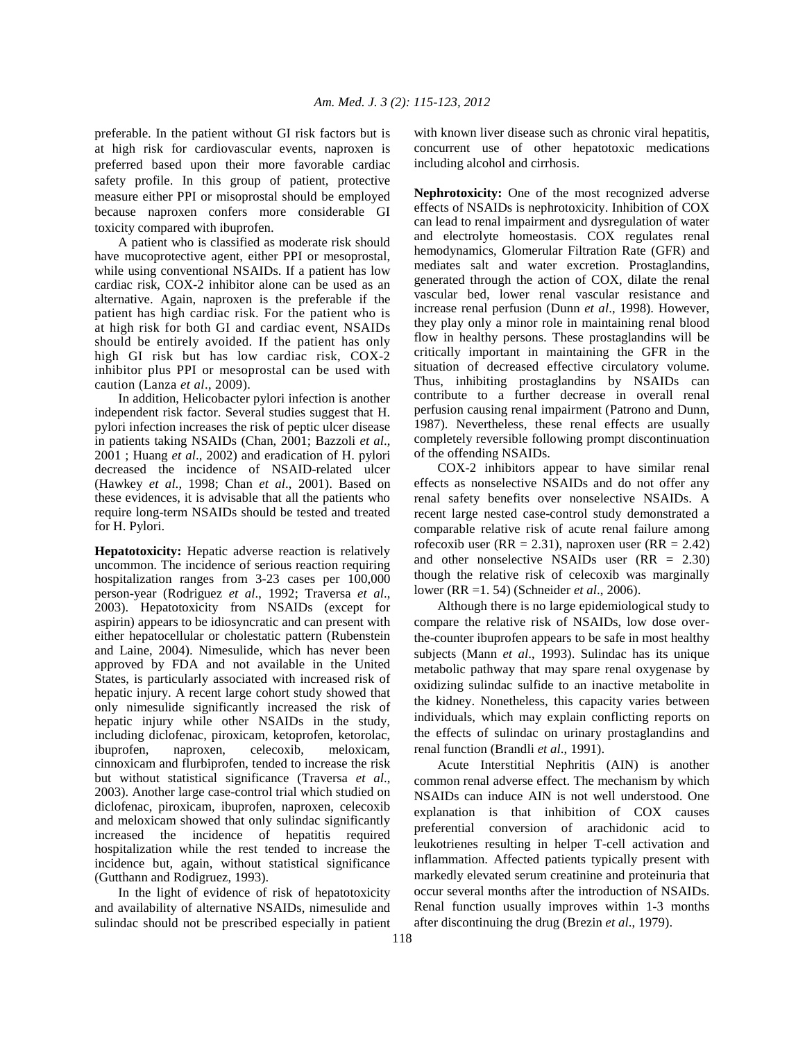preferable. In the patient without GI risk factors but is at high risk for cardiovascular events, naproxen is preferred based upon their more favorable cardiac safety profile. In this group of patient, protective measure either PPI or misoprostal should be employed because naproxen confers more considerable GI toxicity compared with ibuprofen.

A patient who is classified as moderate risk should have mucoprotective agent, either PPI or mesoprostal, while using conventional NSAIDs. If a patient has low cardiac risk, COX-2 inhibitor alone can be used as an alternative. Again, naproxen is the preferable if the patient has high cardiac risk. For the patient who is at high risk for both GI and cardiac event, NSAIDs should be entirely avoided. If the patient has only high GI risk but has low cardiac risk, COX-2 inhibitor plus PPI or mesoprostal can be used with caution (Lanza *et al*., 2009).

In addition, Helicobacter pylori infection is another independent risk factor. Several studies suggest that H. pylori infection increases the risk of peptic ulcer disease in patients taking NSAIDs (Chan, 2001; Bazzoli *et al*., 2001 ; Huang *et al*., 2002) and eradication of H. pylori decreased the incidence of NSAID-related ulcer (Hawkey *et al*., 1998; Chan *et al*., 2001). Based on these evidences, it is advisable that all the patients who require long-term NSAIDs should be tested and treated for H. Pylori.

**Hepatotoxicity:** Hepatic adverse reaction is relatively uncommon. The incidence of serious reaction requiring hospitalization ranges from 3-23 cases per 100,000 person-year (Rodriguez *et al*., 1992; Traversa *et al*., 2003). Hepatotoxicity from NSAIDs (except for aspirin) appears to be idiosyncratic and can present with either hepatocellular or cholestatic pattern (Rubenstein and Laine, 2004). Nimesulide, which has never been approved by FDA and not available in the United States, is particularly associated with increased risk of hepatic injury. A recent large cohort study showed that only nimesulide significantly increased the risk of hepatic injury while other NSAIDs in the study, including diclofenac, piroxicam, ketoprofen, ketorolac, ibuprofen, naproxen, celecoxib, meloxicam, cinnoxicam and flurbiprofen, tended to increase the risk but without statistical significance (Traversa *et al*., 2003). Another large case-control trial which studied on diclofenac, piroxicam, ibuprofen, naproxen, celecoxib and meloxicam showed that only sulindac significantly increased the incidence of hepatitis required hospitalization while the rest tended to increase the incidence but, again, without statistical significance (Gutthann and Rodigruez, 1993).

In the light of evidence of risk of hepatotoxicity and availability of alternative NSAIDs, nimesulide and sulindac should not be prescribed especially in patient with known liver disease such as chronic viral hepatitis, concurrent use of other hepatotoxic medications including alcohol and cirrhosis.

**Nephrotoxicity:** One of the most recognized adverse effects of NSAIDs is nephrotoxicity. Inhibition of COX can lead to renal impairment and dysregulation of water and electrolyte homeostasis. COX regulates renal hemodynamics, Glomerular Filtration Rate (GFR) and mediates salt and water excretion. Prostaglandins, generated through the action of COX, dilate the renal vascular bed, lower renal vascular resistance and increase renal perfusion (Dunn *et al*., 1998). However, they play only a minor role in maintaining renal blood flow in healthy persons. These prostaglandins will be critically important in maintaining the GFR in the situation of decreased effective circulatory volume. Thus, inhibiting prostaglandins by NSAIDs can contribute to a further decrease in overall renal perfusion causing renal impairment (Patrono and Dunn, 1987). Nevertheless, these renal effects are usually completely reversible following prompt discontinuation of the offending NSAIDs.

COX-2 inhibitors appear to have similar renal effects as nonselective NSAIDs and do not offer any renal safety benefits over nonselective NSAIDs. A recent large nested case-control study demonstrated a comparable relative risk of acute renal failure among rofecoxib user (RR = 2.31), naproxen user (RR = 2.42) and other nonselective NSAIDs user (RR = 2.30) though the relative risk of celecoxib was marginally lower (RR =1. 54) (Schneider *et al*., 2006).

Although there is no large epidemiological study to compare the relative risk of NSAIDs, low dose over-the-counter ibuprofen appears to be safe in most healthy subjects (Mann *et al*., 1993). Sulindac has its unique metabolic pathway that may spare renal oxygenase by oxidizing sulindac sulfide to an inactive metabolite in the kidney. Nonetheless, this capacity varies between individuals, which may explain conflicting reports on the effects of sulindac on urinary prostaglandins and renal function (Brandli *et al*., 1991).

Acute Interstitial Nephritis (AIN) is another common renal adverse effect. The mechanism by which NSAIDs can induce AIN is not well understood. One explanation is that inhibition of COX causes preferential conversion of arachidonic acid to leukotrienes resulting in helper T-cell activation and inflammation. Affected patients typically present with markedly elevated serum creatinine and proteinuria that occur several months after the introduction of NSAIDs. Renal function usually improves within 1-3 months after discontinuing the drug (Brezin *et al*., 1979).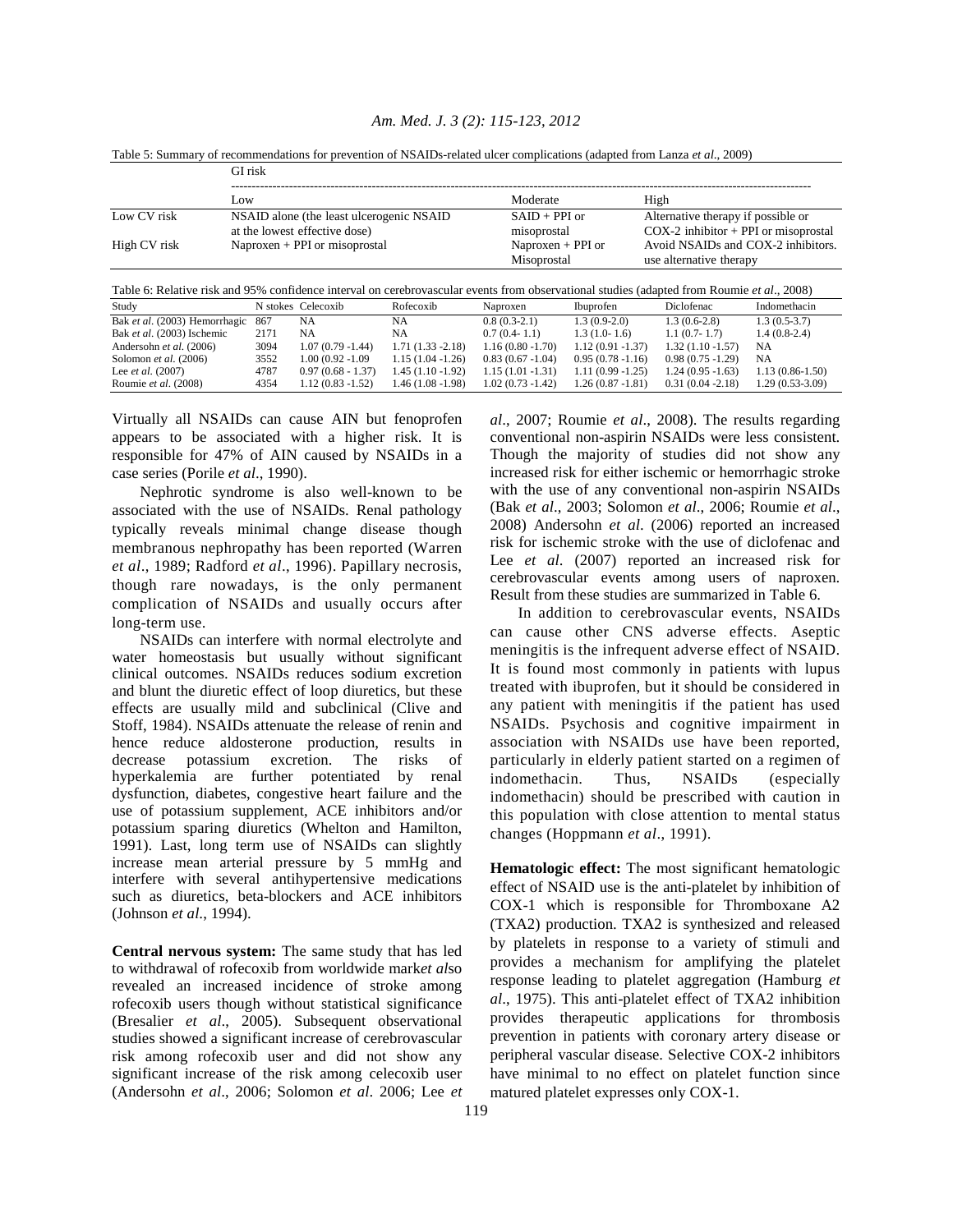Table 5: Summary of recommendations for prevention of NSAIDs-related ulcer complications (adapted from Lanza *et al*., 2009)

| | GI risk | | |
|---|---|---|---|
| | Low | Moderate | High |
| Low CV risk | NSAID alone (the least ulcerogenic NSAID at the lowest effective dose) | SAID + PPI or misoprostal | Alternative therapy if possible or COX-2 inhibitor + PPI or misoprostal |
| High CV risk | Naproxen + PPI or misoprostal | Naproxen + PPI or Misoprostal | Avoid NSAIDs and COX-2 inhibitors. use alternative therapy |

Table 6: Relative risk and 95% confidence interval on cerebrovascular events from observational studies (adapted from Roumie *et al*., 2008)

| Study | N stokes | Celecoxib | Rofecoxib | Naproxen | Ibuprofen | Diclofenac | Indomethacin |
|---|---|---|---|---|---|---|---|
| Bak *et al*. (2003) Hemorrhagic | 867 | NA | NA | 0.8 (0.3-2.1) | 1.3 (0.9-2.0) | 1.3 (0.6-2.8) | 1.3 (0.5-3.7) |
| Bak *et al*. (2003) Ischemic | 2171 | NA | NA | 0.7 (0.4- 1.1) | 1.3 (1.0- 1.6) | 1.1 (0.7- 1.7) | 1.4 (0.8-2.4) |
| Andersohn *et al*. (2006) | 3094 | 1.07 (0.79 -1.44) | 1.71 (1.33 -2.18) | 1.16 (0.80 -1.70) | 1.12 (0.91 -1.37) | 1.32 (1.10 -1.57) | NA |
| Solomon *et al*. (2006) | 3552 | 1.00 (0.92 -1.09 | 1.15 (1.04 -1.26) | 0.83 (0.67 -1.04) | 0.95 (0.78 -1.16) | 0.98 (0.75 -1.29) | NA |
| Lee *et al*. (2007) | 4787 | 0.97 (0.68 - 1.37) | 1.45 (1.10 -1.92) | 1.15 (1.01 -1.31) | 1.11 (0.99 -1.25) | 1.24 (0.95 -1.63) | 1.13 (0.86-1.50) |
| Roumie *et al*. (2008) | 4354 | 1.12 (0.83 -1.52) | 1.46 (1.08 -1.98) | 1.02 (0.73 -1.42) | 1.26 (0.87 -1.81) | 0.31 (0.04 -2.18) | 1.29 (0.53-3.09) |

Virtually all NSAIDs can cause AIN but fenoprofen appears to be associated with a higher risk. It is responsible for 47% of AIN caused by NSAIDs in a case series (Porile *et al*., 1990).

Nephrotic syndrome is also well-known to be associated with the use of NSAIDs. Renal pathology typically reveals minimal change disease though membranous nephropathy has been reported (Warren *et al*., 1989; Radford *et al*., 1996). Papillary necrosis, though rare nowadays, is the only permanent complication of NSAIDs and usually occurs after long-term use.

NSAIDs can interfere with normal electrolyte and water homeostasis but usually without significant clinical outcomes. NSAIDs reduces sodium excretion and blunt the diuretic effect of loop diuretics, but these effects are usually mild and subclinical (Clive and Stoff, 1984). NSAIDs attenuate the release of renin and hence reduce aldosterone production, results in decrease potassium excretion. The risks of hyperkalemia are further potentiated by renal dysfunction, diabetes, congestive heart failure and the use of potassium supplement, ACE inhibitors and/or potassium sparing diuretics (Whelton and Hamilton, 1991). Last, long term use of NSAIDs can slightly increase mean arterial pressure by 5 mmHg and interfere with several antihypertensive medications such as diuretics, beta-blockers and ACE inhibitors (Johnson *et al*., 1994).

**Central nervous system:** The same study that has led to withdrawal of rofecoxib from worldwide mark*et al*so revealed an increased incidence of stroke among rofecoxib users though without statistical significance (Bresalier *et al*., 2005). Subsequent observational studies showed a significant increase of cerebrovascular risk among rofecoxib user and did not show any significant increase of the risk among celecoxib user (Andersohn *et al*., 2006; Solomon *et al*. 2006; Lee *et al*., 2007; Roumie *et al*., 2008). The results regarding conventional non-aspirin NSAIDs were less consistent. Though the majority of studies did not show any increased risk for either ischemic or hemorrhagic stroke with the use of any conventional non-aspirin NSAIDs (Bak *et al*., 2003; Solomon *et al*., 2006; Roumie *et al*., 2008) Andersohn *et al*. (2006) reported an increased risk for ischemic stroke with the use of diclofenac and Lee *et al*. (2007) reported an increased risk for cerebrovascular events among users of naproxen. Result from these studies are summarized in Table 6.

In addition to cerebrovascular events, NSAIDs can cause other CNS adverse effects. Aseptic meningitis is the infrequent adverse effect of NSAID. It is found most commonly in patients with lupus treated with ibuprofen, but it should be considered in any patient with meningitis if the patient has used NSAIDs. Psychosis and cognitive impairment in association with NSAIDs use have been reported, particularly in elderly patient started on a regimen of indomethacin. Thus, NSAIDs (especially indomethacin) should be prescribed with caution in this population with close attention to mental status changes (Hoppmann *et al*., 1991).

**Hematologic effect:** The most significant hematologic effect of NSAID use is the anti-platelet by inhibition of COX-1 which is responsible for Thromboxane A2 (TXA2) production. TXA2 is synthesized and released by platelets in response to a variety of stimuli and provides a mechanism for amplifying the platelet response leading to platelet aggregation (Hamburg *et al*., 1975). This anti-platelet effect of TXA2 inhibition provides therapeutic applications for thrombosis prevention in patients with coronary artery disease or peripheral vascular disease. Selective COX-2 inhibitors have minimal to no effect on platelet function since matured platelet expresses only COX-1.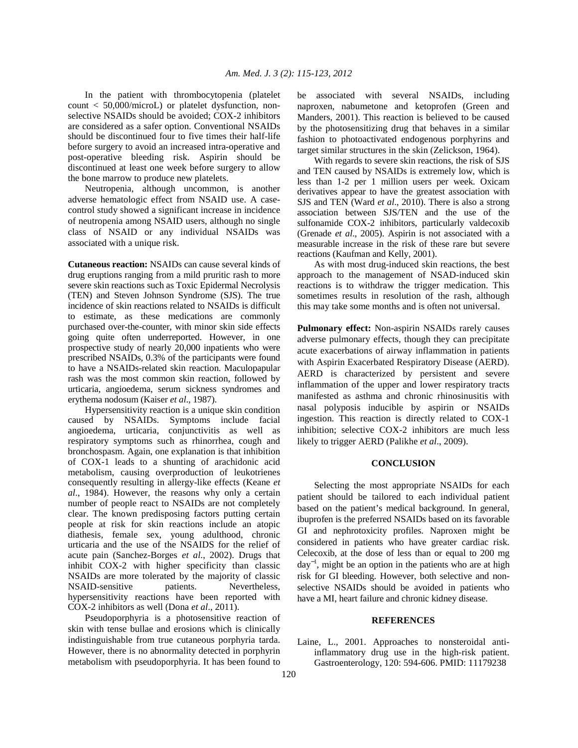In the patient with thrombocytopenia (platelet count < 50,000/microL) or platelet dysfunction, non-selective NSAIDs should be avoided; COX-2 inhibitors are considered as a safer option. Conventional NSAIDs should be discontinued four to five times their half-life before surgery to avoid an increased intra-operative and post-operative bleeding risk. Aspirin should be discontinued at least one week before surgery to allow the bone marrow to produce new platelets.

Neutropenia, although uncommon, is another adverse hematologic effect from NSAID use. A case-control study showed a significant increase in incidence of neutropenia among NSAID users, although no single class of NSAID or any individual NSAIDs was associated with a unique risk.

**Cutaneous reaction:** NSAIDs can cause several kinds of drug eruptions ranging from a mild pruritic rash to more severe skin reactions such as Toxic Epidermal Necrolysis (TEN) and Steven Johnson Syndrome (SJS). The true incidence of skin reactions related to NSAIDs is difficult to estimate, as these medications are commonly purchased over-the-counter, with minor skin side effects going quite often underreported. However, in one prospective study of nearly 20,000 inpatients who were prescribed NSAIDs, 0.3% of the participants were found to have a NSAIDs-related skin reaction. Maculopapular rash was the most common skin reaction, followed by urticaria, angioedema, serum sickness syndromes and erythema nodosum (Kaiser *et al*., 1987).

Hypersensitivity reaction is a unique skin condition caused by NSAIDs. Symptoms include facial angioedema, urticaria, conjunctivitis as well as respiratory symptoms such as rhinorrhea, cough and bronchospasm. Again, one explanation is that inhibition of COX-1 leads to a shunting of arachidonic acid metabolism, causing overproduction of leukotrienes consequently resulting in allergy-like effects (Keane *et al*., 1984). However, the reasons why only a certain number of people react to NSAIDs are not completely clear. The known predisposing factors putting certain people at risk for skin reactions include an atopic diathesis, female sex, young adulthood, chronic urticaria and the use of the NSAIDS for the relief of acute pain (Sanchez-Borges *et al*., 2002). Drugs that inhibit COX-2 with higher specificity than classic NSAIDs are more tolerated by the majority of classic NSAID-sensitive patients. Nevertheless, hypersensitivity reactions have been reported with COX-2 inhibitors as well (Dona *et al*., 2011).

Pseudoporphyria is a photosensitive reaction of skin with tense bullae and erosions which is clinically indistinguishable from true cutaneous porphyria tarda. However, there is no abnormality detected in porphyrin metabolism with pseudoporphyria. It has been found to be associated with several NSAIDs, including naproxen, nabumetone and ketoprofen (Green and Manders, 2001). This reaction is believed to be caused by the photosensitizing drug that behaves in a similar fashion to photoactivated endogenous porphyrins and target similar structures in the skin (Zelickson, 1964).

With regards to severe skin reactions, the risk of SJS and TEN caused by NSAIDs is extremely low, which is less than 1-2 per 1 million users per week. Oxicam derivatives appear to have the greatest association with SJS and TEN (Ward *et al*., 2010). There is also a strong association between SJS/TEN and the use of the sulfonamide COX-2 inhibitors, particularly valdecoxib (Grenade *et al*., 2005). Aspirin is not associated with a measurable increase in the risk of these rare but severe reactions (Kaufman and Kelly, 2001).

As with most drug-induced skin reactions, the best approach to the management of NSAD-induced skin reactions is to withdraw the trigger medication. This sometimes results in resolution of the rash, although this may take some months and is often not universal.

**Pulmonary effect:** Non-aspirin NSAIDs rarely causes adverse pulmonary effects, though they can precipitate acute exacerbations of airway inflammation in patients with Aspirin Exacerbated Respiratory Disease (AERD). AERD is characterized by persistent and severe inflammation of the upper and lower respiratory tracts manifested as asthma and chronic rhinosinusitis with nasal polyposis inducible by aspirin or NSAIDs ingestion. This reaction is directly related to COX-1 inhibition; selective COX-2 inhibitors are much less likely to trigger AERD (Palikhe *et al*., 2009).

## CONCLUSION

Selecting the most appropriate NSAIDs for each patient should be tailored to each individual patient based on the patient's medical background. In general, ibuprofen is the preferred NSAIDs based on its favorable GI and nephrotoxicity profiles. Naproxen might be considered in patients who have greater cardiac risk. Celecoxib, at the dose of less than or equal to 200 mg $day^{-1}$, might be an option in the patients who are at high risk for GI bleeding. However, both selective and non-selective NSAIDs should be avoided in patients who have a MI, heart failure and chronic kidney disease.

## REFERENCES

Laine, L., 2001. Approaches to nonsteroidal anti-inflammatory drug use in the high-risk patient. Gastroenterology, 120: 594-606. PMID: 11179238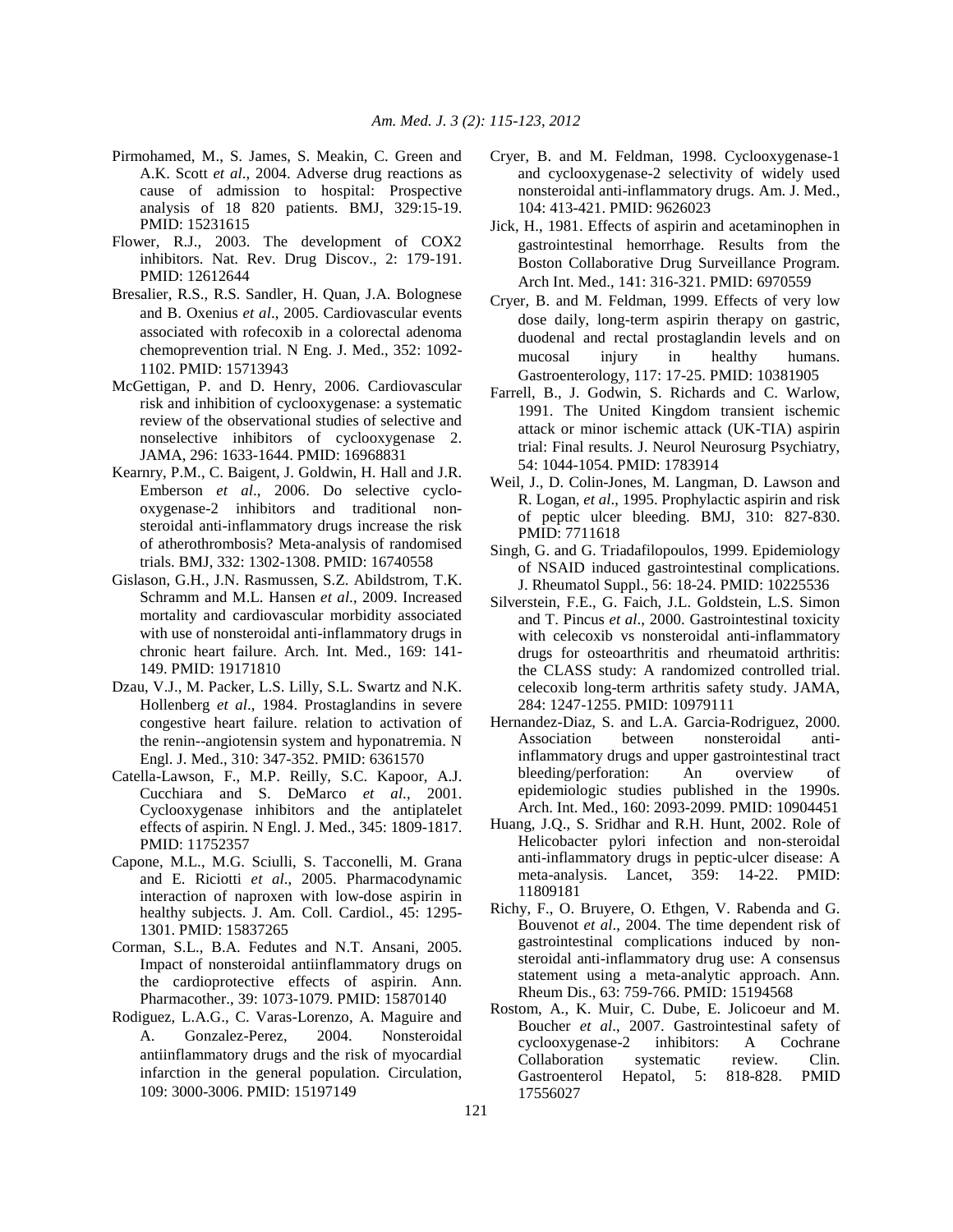Pirmohamed, M., S. James, S. Meakin, C. Green and A.K. Scott *et al*., 2004. Adverse drug reactions as cause of admission to hospital: Prospective analysis of 18 820 patients. BMJ, 329:15-19. PMID: 15231615

Flower, R.J., 2003. The development of COX2 inhibitors. Nat. Rev. Drug Discov., 2: 179-191. PMID: 12612644

Bresalier, R.S., R.S. Sandler, H. Quan, J.A. Bolognese and B. Oxenius *et al*., 2005. Cardiovascular events associated with rofecoxib in a colorectal adenoma chemoprevention trial. N Eng. J. Med., 352: 1092-1102. PMID: 15713943

McGettigan, P. and D. Henry, 2006. Cardiovascular risk and inhibition of cyclooxygenase: a systematic review of the observational studies of selective and nonselective inhibitors of cyclooxygenase 2. JAMA, 296: 1633-1644. PMID: 16968831

Kearnry, P.M., C. Baigent, J. Goldwin, H. Hall and J.R. Emberson *et al*., 2006. Do selective cyclo-oxygenase-2 inhibitors and traditional non-steroidal anti-inflammatory drugs increase the risk of atherothrombosis? Meta-analysis of randomised trials. BMJ, 332: 1302-1308. PMID: 16740558

Gislason, G.H., J.N. Rasmussen, S.Z. Abildstrom, T.K. Schramm and M.L. Hansen *et al*., 2009. Increased mortality and cardiovascular morbidity associated with use of nonsteroidal anti-inflammatory drugs in chronic heart failure. Arch. Int. Med., 169: 141-149. PMID: 19171810

Dzau, V.J., M. Packer, L.S. Lilly, S.L. Swartz and N.K. Hollenberg *et al*., 1984. Prostaglandins in severe congestive heart failure. relation to activation of the renin--angiotensin system and hyponatremia. N Engl. J. Med., 310: 347-352. PMID: 6361570

Catella-Lawson, F., M.P. Reilly, S.C. Kapoor, A.J. Cucchiara and S. DeMarco *et al*., 2001. Cyclooxygenase inhibitors and the antiplatelet effects of aspirin. N Engl. J. Med., 345: 1809-1817. PMID: 11752357

Capone, M.L., M.G. Sciulli, S. Tacconelli, M. Grana and E. Riciotti *et al*., 2005. Pharmacodynamic interaction of naproxen with low-dose aspirin in healthy subjects. J. Am. Coll. Cardiol., 45: 1295-1301. PMID: 15837265

Corman, S.L., B.A. Fedutes and N.T. Ansani, 2005. Impact of nonsteroidal antiinflammatory drugs on the cardioprotective effects of aspirin. Ann. Pharmacother., 39: 1073-1079. PMID: 15870140

Rodiguez, L.A.G., C. Varas-Lorenzo, A. Maguire and A. Gonzalez-Perez, 2004. Nonsteroidal antiinflammatory drugs and the risk of myocardial infarction in the general population. Circulation, 109: 3000-3006. PMID: 15197149

Cryer, B. and M. Feldman, 1998. Cyclooxygenase-1 and cyclooxygenase-2 selectivity of widely used nonsteroidal anti-inflammatory drugs. Am. J. Med., 104: 413-421. PMID: 9626023

Jick, H., 1981. Effects of aspirin and acetaminophen in gastrointestinal hemorrhage. Results from the Boston Collaborative Drug Surveillance Program. Arch Int. Med., 141: 316-321. PMID: 6970559

Cryer, B. and M. Feldman, 1999. Effects of very low dose daily, long-term aspirin therapy on gastric, duodenal and rectal prostaglandin levels and on mucosal injury in healthy humans. Gastroenterology, 117: 17-25. PMID: 10381905

Farrell, B., J. Godwin, S. Richards and C. Warlow, 1991. The United Kingdom transient ischemic attack or minor ischemic attack (UK-TIA) aspirin trial: Final results. J. Neurol Neurosurg Psychiatry, 54: 1044-1054. PMID: 1783914

Weil, J., D. Colin-Jones, M. Langman, D. Lawson and R. Logan, *et al*., 1995. Prophylactic aspirin and risk of peptic ulcer bleeding. BMJ, 310: 827-830. PMID: 7711618

Singh, G. and G. Triadafilopoulos, 1999. Epidemiology of NSAID induced gastrointestinal complications. J. Rheumatol Suppl., 56: 18-24. PMID: 10225536

Silverstein, F.E., G. Faich, J.L. Goldstein, L.S. Simon and T. Pincus *et al*., 2000. Gastrointestinal toxicity with celecoxib vs nonsteroidal anti-inflammatory drugs for osteoarthritis and rheumatoid arthritis: the CLASS study: A randomized controlled trial. celecoxib long-term arthritis safety study. JAMA, 284: 1247-1255. PMID: 10979111

Hernandez-Diaz, S. and L.A. Garcia-Rodriguez, 2000. Association between nonsteroidal anti-inflammatory drugs and upper gastrointestinal tract bleeding/perforation: An overview of epidemiologic studies published in the 1990s. Arch. Int. Med., 160: 2093-2099. PMID: 10904451

Huang, J.Q., S. Sridhar and R.H. Hunt, 2002. Role of Helicobacter pylori infection and non-steroidal anti-inflammatory drugs in peptic-ulcer disease: A meta-analysis. Lancet, 359: 14-22. PMID: 11809181

Richy, F., O. Bruyere, O. Ethgen, V. Rabenda and G. Bouvenot *et al*., 2004. The time dependent risk of gastrointestinal complications induced by non-steroidal anti-inflammatory drug use: A consensus statement using a meta-analytic approach. Ann. Rheum Dis., 63: 759-766. PMID: 15194568

Rostom, A., K. Muir, C. Dube, E. Jolicoeur and M. Boucher *et al*., 2007. Gastrointestinal safety of cyclooxygenase-2 inhibitors: A Cochrane Collaboration systematic review. Clin. Gastroenterol Hepatol, 5: 818-828. PMID 17556027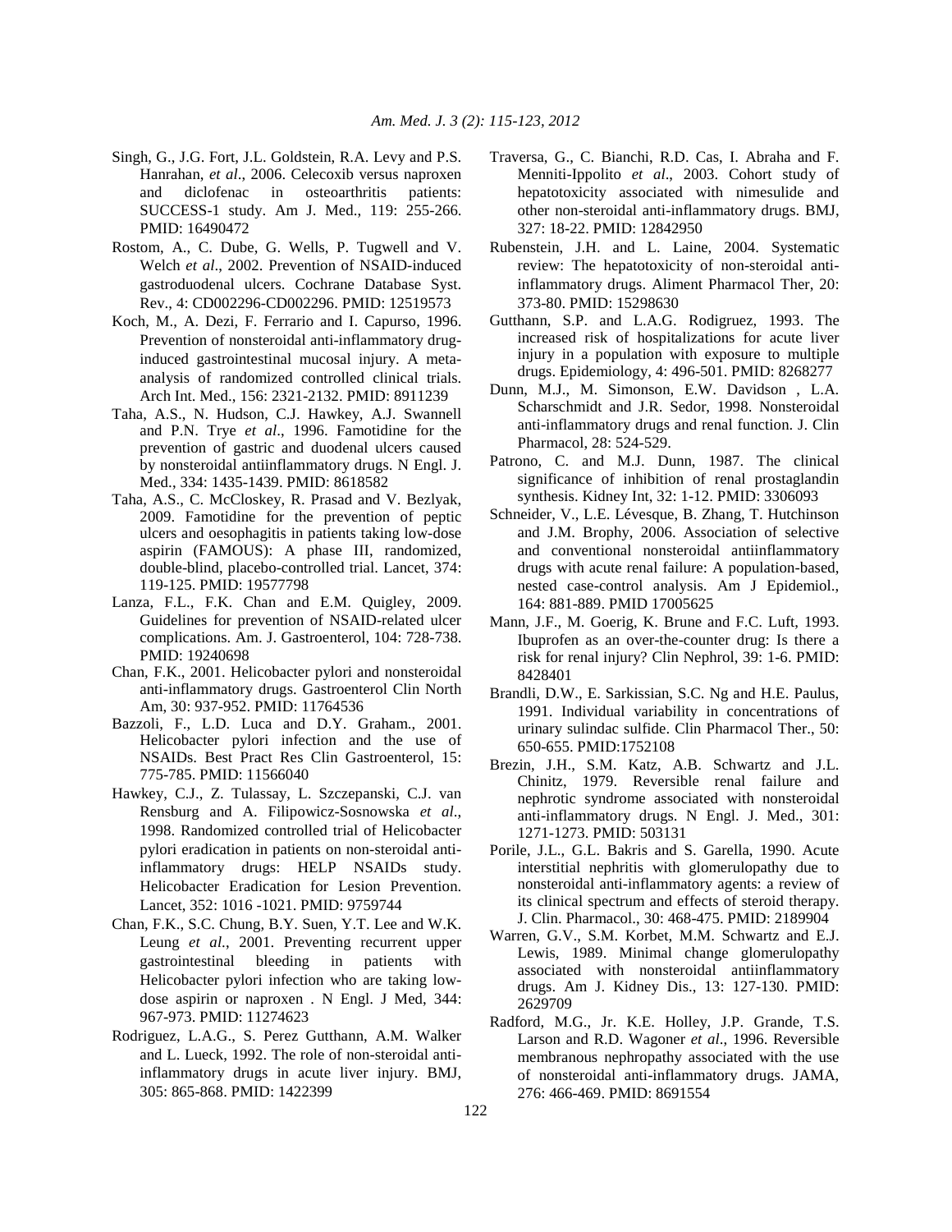Singh, G., J.G. Fort, J.L. Goldstein, R.A. Levy and P.S. Hanrahan, *et al*., 2006. Celecoxib versus naproxen and diclofenac in osteoarthritis patients: SUCCESS-1 study. Am J. Med., 119: 255-266. PMID: 16490472

Rostom, A., C. Dube, G. Wells, P. Tugwell and V. Welch *et al*., 2002. Prevention of NSAID-induced gastroduodenal ulcers. Cochrane Database Syst. Rev., 4: CD002296-CD002296. PMID: 12519573

Koch, M., A. Dezi, F. Ferrario and I. Capurso, 1996. Prevention of nonsteroidal anti-inflammatory drug-induced gastrointestinal mucosal injury. A meta-analysis of randomized controlled clinical trials. Arch Int. Med., 156: 2321-2132. PMID: 8911239

Taha, A.S., N. Hudson, C.J. Hawkey, A.J. Swannell and P.N. Trye *et al*., 1996. Famotidine for the prevention of gastric and duodenal ulcers caused by nonsteroidal antiinflammatory drugs. N Engl. J. Med., 334: 1435-1439. PMID: 8618582

Taha, A.S., C. McCloskey, R. Prasad and V. Bezlyak, 2009. Famotidine for the prevention of peptic ulcers and oesophagitis in patients taking low-dose aspirin (FAMOUS): A phase III, randomized, double-blind, placebo-controlled trial. Lancet, 374: 119-125. PMID: 19577798

Lanza, F.L., F.K. Chan and E.M. Quigley, 2009. Guidelines for prevention of NSAID-related ulcer complications. Am. J. Gastroenterol, 104: 728-738. PMID: 19240698

Chan, F.K., 2001. Helicobacter pylori and nonsteroidal anti-inflammatory drugs. Gastroenterol Clin North Am, 30: 937-952. PMID: 11764536

Bazzoli, F., L.D. Luca and D.Y. Graham., 2001. Helicobacter pylori infection and the use of NSAIDs. Best Pract Res Clin Gastroenterol, 15: 775-785. PMID: 11566040

Hawkey, C.J., Z. Tulassay, L. Szczepanski, C.J. van Rensburg and A. Filipowicz-Sosnowska *et al*., 1998. Randomized controlled trial of Helicobacter pylori eradication in patients on non-steroidal anti-inflammatory drugs: HELP NSAIDs study. Helicobacter Eradication for Lesion Prevention. Lancet, 352: 1016 -1021. PMID: 9759744

Chan, F.K., S.C. Chung, B.Y. Suen, Y.T. Lee and W.K. Leung *et al.*, 2001. Preventing recurrent upper gastrointestinal bleeding in patients with Helicobacter pylori infection who are taking low-dose aspirin or naproxen . N Engl. J Med, 344: 967-973. PMID: 11274623

Rodriguez, L.A.G., S. Perez Gutthann, A.M. Walker and L. Lueck, 1992. The role of non-steroidal anti-inflammatory drugs in acute liver injury. BMJ, 305: 865-868. PMID: 1422399

Traversa, G., C. Bianchi, R.D. Cas, I. Abraha and F. Menniti-Ippolito *et al*., 2003. Cohort study of hepatotoxicity associated with nimesulide and other non-steroidal anti-inflammatory drugs. BMJ, 327: 18-22. PMID: 12842950

Rubenstein, J.H. and L. Laine, 2004. Systematic review: The hepatotoxicity of non-steroidal anti-inflammatory drugs. Aliment Pharmacol Ther, 20: 373-80. PMID: 15298630

Gutthann, S.P. and L.A.G. Rodigruez, 1993. The increased risk of hospitalizations for acute liver injury in a population with exposure to multiple drugs. Epidemiology, 4: 496-501. PMID: 8268277

Dunn, M.J., M. Simonson, E.W. Davidson , L.A. Scharschmidt and J.R. Sedor, 1998. Nonsteroidal anti-inflammatory drugs and renal function. J. Clin Pharmacol, 28: 524-529.

Patrono, C. and M.J. Dunn, 1987. The clinical significance of inhibition of renal prostaglandin synthesis. Kidney Int, 32: 1-12. PMID: 3306093

Schneider, V., L.E. Lévesque, B. Zhang, T. Hutchinson and J.M. Brophy, 2006. Association of selective and conventional nonsteroidal antiinflammatory drugs with acute renal failure: A population-based, nested case-control analysis. Am J Epidemiol., 164: 881-889. PMID 17005625

Mann, J.F., M. Goerig, K. Brune and F.C. Luft, 1993. Ibuprofen as an over-the-counter drug: Is there a risk for renal injury? Clin Nephrol, 39: 1-6. PMID: 8428401

Brandli, D.W., E. Sarkissian, S.C. Ng and H.E. Paulus, 1991. Individual variability in concentrations of urinary sulindac sulfide. Clin Pharmacol Ther., 50: 650-655. PMID:1752108

Brezin, J.H., S.M. Katz, A.B. Schwartz and J.L. Chinitz, 1979. Reversible renal failure and nephrotic syndrome associated with nonsteroidal anti-inflammatory drugs. N Engl. J. Med., 301: 1271-1273. PMID: 503131

Porile, J.L., G.L. Bakris and S. Garella, 1990. Acute interstitial nephritis with glomerulopathy due to nonsteroidal anti-inflammatory agents: a review of its clinical spectrum and effects of steroid therapy. J. Clin. Pharmacol., 30: 468-475. PMID: 2189904

Warren, G.V., S.M. Korbet, M.M. Schwartz and E.J. Lewis, 1989. Minimal change glomerulopathy associated with nonsteroidal antiinflammatory drugs. Am J. Kidney Dis., 13: 127-130. PMID: 2629709

Radford, M.G., Jr. K.E. Holley, J.P. Grande, T.S. Larson and R.D. Wagoner *et al*., 1996. Reversible membranous nephropathy associated with the use of nonsteroidal anti-inflammatory drugs. JAMA, 276: 466-469. PMID: 8691554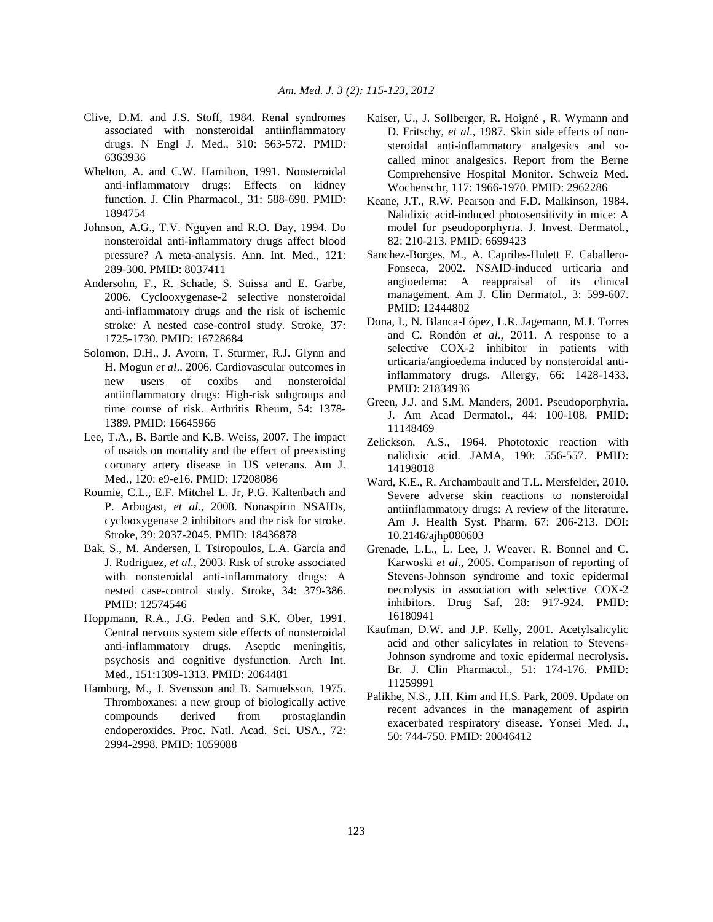Clive, D.M. and J.S. Stoff, 1984. Renal syndromes associated with nonsteroidal antiinflammatory drugs. N Engl J. Med., 310: 563-572. PMID: 6363936

Whelton, A. and C.W. Hamilton, 1991. Nonsteroidal anti-inflammatory drugs: Effects on kidney function. J. Clin Pharmacol., 31: 588-698. PMID: 1894754

Johnson, A.G., T.V. Nguyen and R.O. Day, 1994. Do nonsteroidal anti-inflammatory drugs affect blood pressure? A meta-analysis. Ann. Int. Med., 121: 289-300. PMID: 8037411

Andersohn, F., R. Schade, S. Suissa and E. Garbe, 2006. Cyclooxygenase-2 selective nonsteroidal anti-inflammatory drugs and the risk of ischemic stroke: A nested case-control study. Stroke, 37: 1725-1730. PMID: 16728684

Solomon, D.H., J. Avorn, T. Sturmer, R.J. Glynn and H. Mogun *et al*., 2006. Cardiovascular outcomes in new users of coxibs and nonsteroidal antiinflammatory drugs: High-risk subgroups and time course of risk. Arthritis Rheum, 54: 1378-1389. PMID: 16645966

Lee, T.A., B. Bartle and K.B. Weiss, 2007. The impact of nsaids on mortality and the effect of preexisting coronary artery disease in US veterans. Am J. Med., 120: e9-e16. PMID: 17208086

Roumie, C.L., E.F. Mitchel L. Jr, P.G. Kaltenbach and P. Arbogast, *et al*., 2008. Nonaspirin NSAIDs, cyclooxygenase 2 inhibitors and the risk for stroke. Stroke, 39: 2037-2045. PMID: 18436878

Bak, S., M. Andersen, I. Tsiropoulos, L.A. Garcia and J. Rodriguez, *et al*., 2003. Risk of stroke associated with nonsteroidal anti-inflammatory drugs: A nested case-control study. Stroke, 34: 379-386. PMID: 12574546

Hoppmann, R.A., J.G. Peden and S.K. Ober, 1991. Central nervous system side effects of nonsteroidal anti-inflammatory drugs. Aseptic meningitis, psychosis and cognitive dysfunction. Arch Int. Med., 151:1309-1313. PMID: 2064481

Hamburg, M., J. Svensson and B. Samuelsson, 1975. Thromboxanes: a new group of biologically active compounds derived from prostaglandin endoperoxides. Proc. Natl. Acad. Sci. USA., 72: 2994-2998. PMID: 1059088

Kaiser, U., J. Sollberger, R. Hoigné , R. Wymann and D. Fritschy, *et al*., 1987. Skin side effects of non-steroidal anti-inflammatory analgesics and so-called minor analgesics. Report from the Berne Comprehensive Hospital Monitor. Schweiz Med. Wochenschr, 117: 1966-1970. PMID: 2962286

Keane, J.T., R.W. Pearson and F.D. Malkinson, 1984. Nalidixic acid-induced photosensitivity in mice: A model for pseudoporphyria. J. Invest. Dermatol., 82: 210-213. PMID: 6699423

Sanchez-Borges, M., A. Capriles-Hulett F. Caballero-Fonseca, 2002. NSAID-induced urticaria and angioedema: A reappraisal of its clinical management. Am J. Clin Dermatol., 3: 599-607. PMID: 12444802

Dona, I., N. Blanca-López, L.R. Jagemann, M.J. Torres and C. Rondón *et al*., 2011. A response to a selective COX-2 inhibitor in patients with urticaria/angioedema induced by nonsteroidal anti-inflammatory drugs. Allergy, 66: 1428-1433. PMID: 21834936

Green, J.J. and S.M. Manders, 2001. Pseudoporphyria. J. Am Acad Dermatol., 44: 100-108. PMID: 11148469

Zelickson, A.S., 1964. Phototoxic reaction with nalidixic acid. JAMA, 190: 556-557. PMID: 14198018

Ward, K.E., R. Archambault and T.L. Mersfelder, 2010. Severe adverse skin reactions to nonsteroidal antiinflammatory drugs: A review of the literature. Am J. Health Syst. Pharm, 67: 206-213. DOI: 10.2146/ajhp080603

Grenade, L.L., L. Lee, J. Weaver, R. Bonnel and C. Karwoski *et al*., 2005. Comparison of reporting of Stevens-Johnson syndrome and toxic epidermal necrolysis in association with selective COX-2 inhibitors. Drug Saf, 28: 917-924. PMID: 16180941

Kaufman, D.W. and J.P. Kelly, 2001. Acetylsalicylic acid and other salicylates in relation to Stevens-Johnson syndrome and toxic epidermal necrolysis. Br. J. Clin Pharmacol., 51: 174-176. PMID: 11259991

Palikhe, N.S., J.H. Kim and H.S. Park, 2009. Update on recent advances in the management of aspirin exacerbated respiratory disease. Yonsei Med. J., 50: 744-750. PMID: 20046412